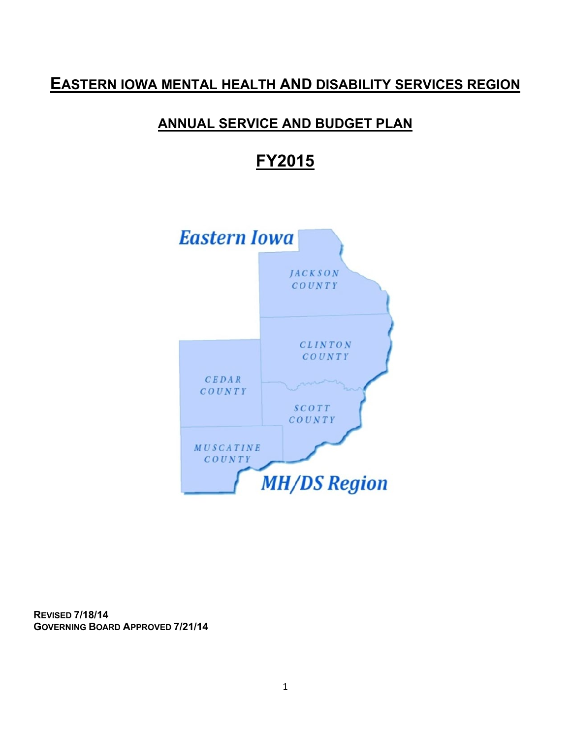# EASTERN IOWA MENTAL HEALTH AND DISABILITY SERVICES REGION

## ANNUAL SERVICE AND BUDGET PLAN

## FY2015

Eastern Iowa

JACKSON COUNTY

CLINTON COUNTY

CEDAR COUNTY

SCOTT COUNTY

MUSCATINE COUNTY

MH/DS Region

**REVISED 7/18/14**
**GOVERNING BOARD APPROVED 7/21/14**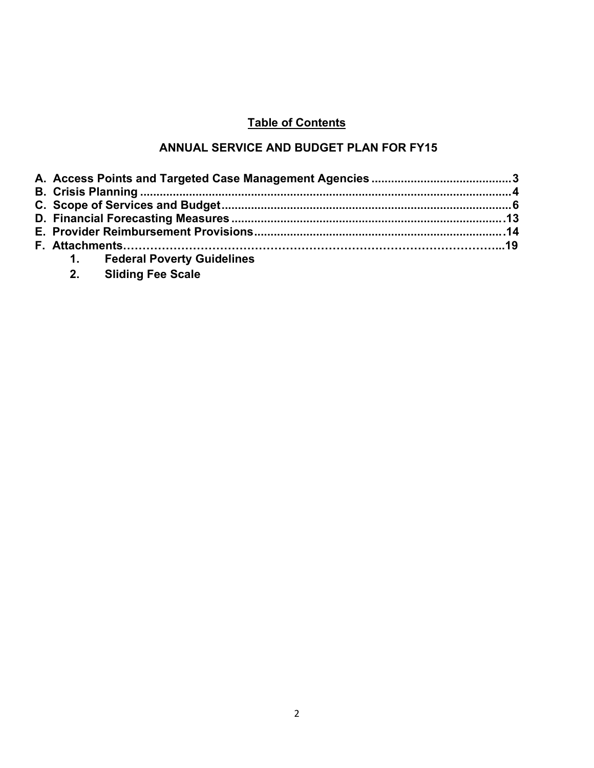# Table of Contents

## ANNUAL SERVICE AND BUDGET PLAN FOR FY15

**A. Access Points and Targeted Case Management Agencies .......................................... 3**
**B. Crisis Planning ................................................................................................................ 4**
**C. Scope of Services and Budget ....................................................................................... 6**
**D. Financial Forecasting Measures .................................................................................. 13**
**E. Provider Reimbursement Provisions ........................................................................... 14**
**F. Attachments…………………………………………………………………………………..19**

1. **Federal Poverty Guidelines**
2. **Sliding Fee Scale**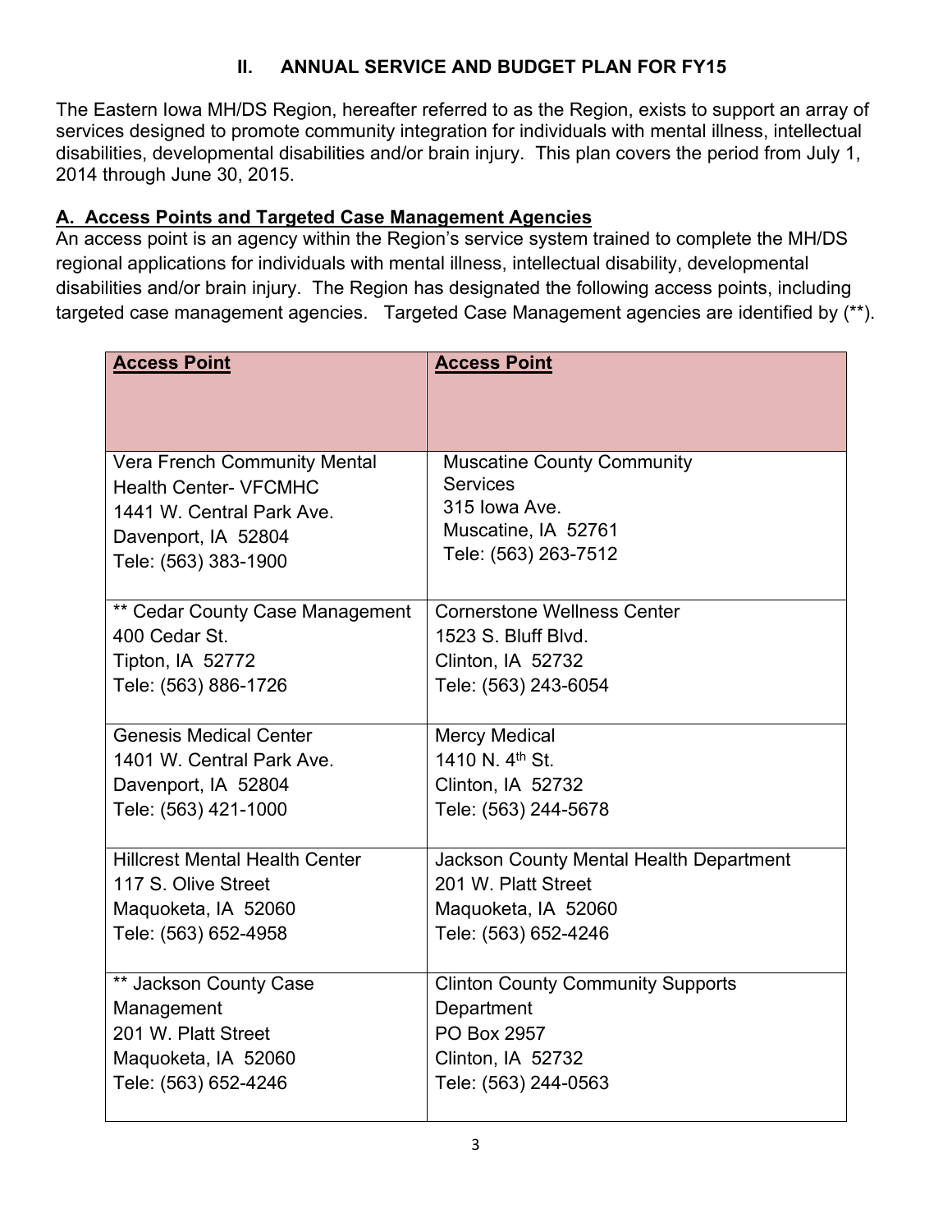## II. ANNUAL SERVICE AND BUDGET PLAN FOR FY15

The Eastern Iowa MH/DS Region, hereafter referred to as the Region, exists to support an array of services designed to promote community integration for individuals with mental illness, intellectual disabilities, developmental disabilities and/or brain injury. This plan covers the period from July 1, 2014 through June 30, 2015.

### A. Access Points and Targeted Case Management Agencies

An access point is an agency within the Region's service system trained to complete the MH/DS regional applications for individuals with mental illness, intellectual disability, developmental disabilities and/or brain injury. The Region has designated the following access points, including targeted case management agencies. Targeted Case Management agencies are identified by (**).

| Access Point | Access Point |
|---|---|
| Vera French Community Mental Health Center- VFCMHC<br>1441 W. Central Park Ave.<br>Davenport, IA 52804<br>Tele: (563) 383-1900 | Muscatine County Community Services<br>315 Iowa Ave.<br>Muscatine, IA 52761<br>Tele: (563) 263-7512 |
| ** Cedar County Case Management<br>400 Cedar St.<br>Tipton, IA 52772<br>Tele: (563) 886-1726 | Cornerstone Wellness Center<br>1523 S. Bluff Blvd.<br>Clinton, IA 52732<br>Tele: (563) 243-6054 |
| Genesis Medical Center<br>1401 W. Central Park Ave.<br>Davenport, IA 52804<br>Tele: (563) 421-1000 | Mercy Medical<br>1410 N. 4th St.<br>Clinton, IA 52732<br>Tele: (563) 244-5678 |
| Hillcrest Mental Health Center<br>117 S. Olive Street<br>Maquoketa, IA 52060<br>Tele: (563) 652-4958 | Jackson County Mental Health Department<br>201 W. Platt Street<br>Maquoketa, IA 52060<br>Tele: (563) 652-4246 |
| ** Jackson County Case Management<br>201 W. Platt Street<br>Maquoketa, IA 52060<br>Tele: (563) 652-4246 | Clinton County Community Supports Department<br>PO Box 2957<br>Clinton, IA 52732<br>Tele: (563) 244-0563 |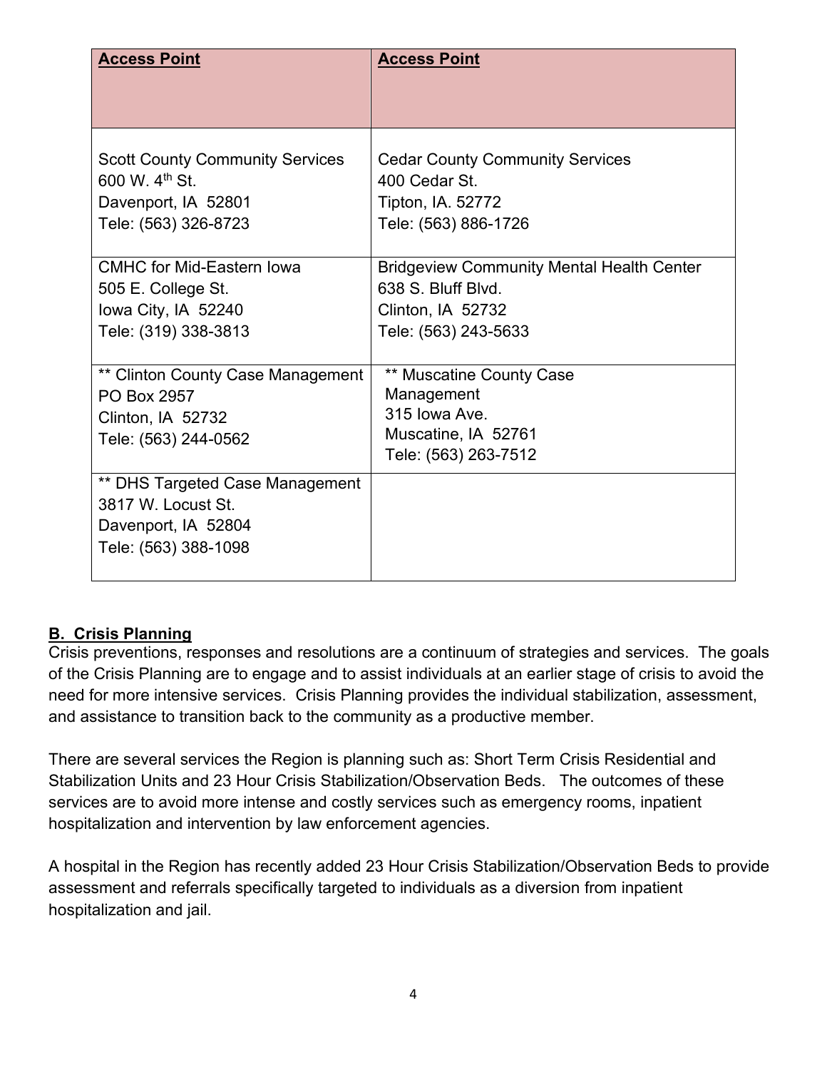| **Access Point** | **Access Point** |
|---|---|
| Scott County Community Services<br>600 W. 4th St.<br>Davenport, IA 52801<br>Tele: (563) 326-8723 | Cedar County Community Services<br>400 Cedar St.<br>Tipton, IA. 52772<br>Tele: (563) 886-1726 |
| CMHC for Mid-Eastern Iowa<br>505 E. College St.<br>Iowa City, IA 52240<br>Tele: (319) 338-3813 | Bridgeview Community Mental Health Center<br>638 S. Bluff Blvd.<br>Clinton, IA 52732<br>Tele: (563) 243-5633 |
| ** Clinton County Case Management<br>PO Box 2957<br>Clinton, IA 52732<br>Tele: (563) 244-0562 | ** Muscatine County Case Management<br>315 Iowa Ave.<br>Muscatine, IA 52761<br>Tele: (563) 263-7512 |
| ** DHS Targeted Case Management<br>3817 W. Locust St.<br>Davenport, IA 52804<br>Tele: (563) 388-1098 | |

## B. Crisis Planning

Crisis preventions, responses and resolutions are a continuum of strategies and services. The goals of the Crisis Planning are to engage and to assist individuals at an earlier stage of crisis to avoid the need for more intensive services. Crisis Planning provides the individual stabilization, assessment, and assistance to transition back to the community as a productive member.

There are several services the Region is planning such as: Short Term Crisis Residential and Stabilization Units and 23 Hour Crisis Stabilization/Observation Beds. The outcomes of these services are to avoid more intense and costly services such as emergency rooms, inpatient hospitalization and intervention by law enforcement agencies.

A hospital in the Region has recently added 23 Hour Crisis Stabilization/Observation Beds to provide assessment and referrals specifically targeted to individuals as a diversion from inpatient hospitalization and jail.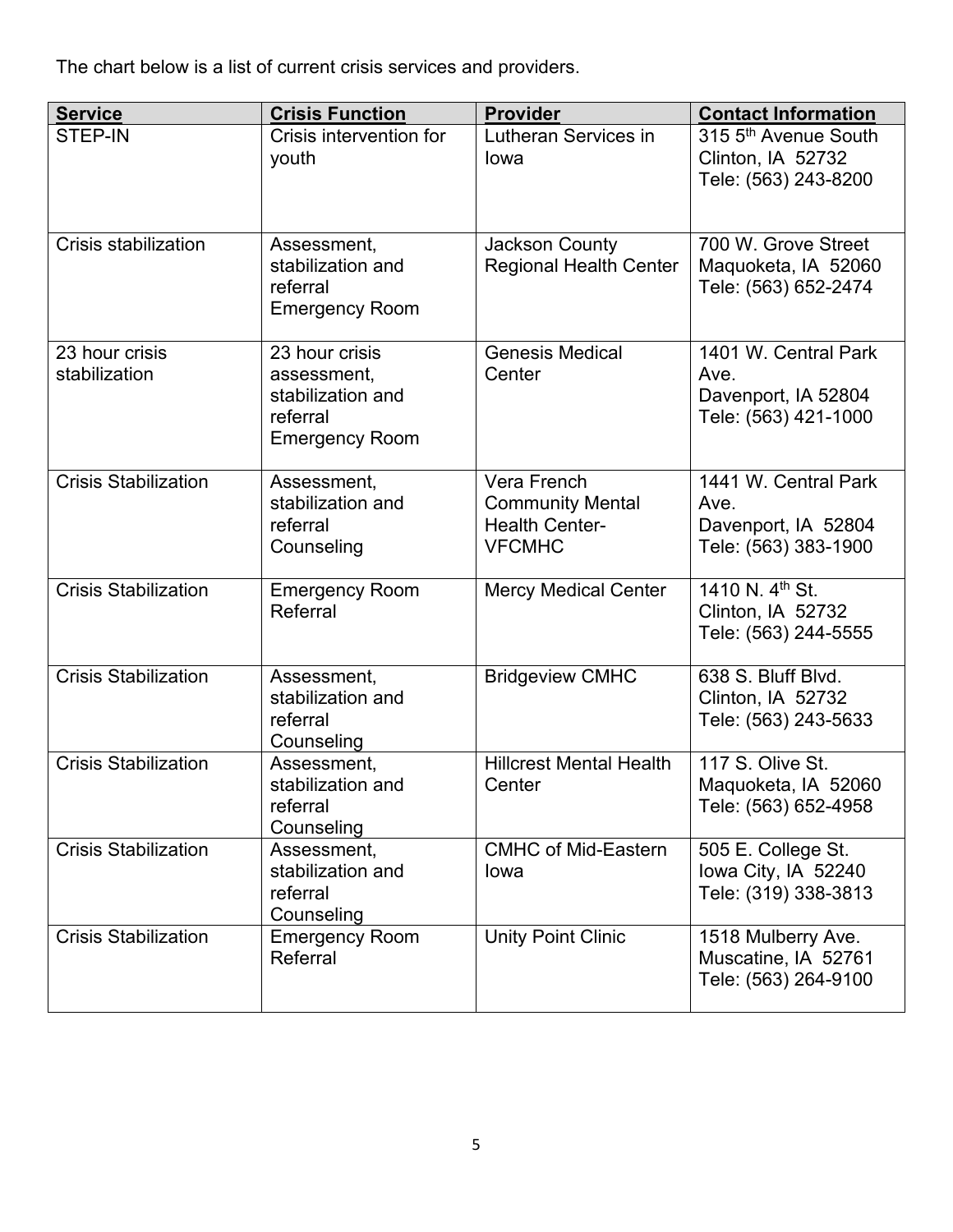The chart below is a list of current crisis services and providers.

| Service | Crisis Function | Provider | Contact Information |
|---|---|---|---|
| STEP-IN | Crisis intervention for youth | Lutheran Services in Iowa | 315 5th Avenue South Clinton, IA 52732 Tele: (563) 243-8200 |
| Crisis stabilization | Assessment, stabilization and referral Emergency Room | Jackson County Regional Health Center | 700 W. Grove Street Maquoketa, IA 52060 Tele: (563) 652-2474 |
| 23 hour crisis stabilization | 23 hour crisis assessment, stabilization and referral Emergency Room | Genesis Medical Center | 1401 W. Central Park Ave. Davenport, IA 52804 Tele: (563) 421-1000 |
| Crisis Stabilization | Assessment, stabilization and referral Counseling | Vera French Community Mental Health Center-VFCMHC | 1441 W. Central Park Ave. Davenport, IA 52804 Tele: (563) 383-1900 |
| Crisis Stabilization | Emergency Room Referral | Mercy Medical Center | 1410 N. 4th St. Clinton, IA 52732 Tele: (563) 244-5555 |
| Crisis Stabilization | Assessment, stabilization and referral Counseling | Bridgeview CMHC | 638 S. Bluff Blvd. Clinton, IA 52732 Tele: (563) 243-5633 |
| Crisis Stabilization | Assessment, stabilization and referral Counseling | Hillcrest Mental Health Center | 117 S. Olive St. Maquoketa, IA 52060 Tele: (563) 652-4958 |
| Crisis Stabilization | Assessment, stabilization and referral Counseling | CMHC of Mid-Eastern Iowa | 505 E. College St. Iowa City, IA 52240 Tele: (319) 338-3813 |
| Crisis Stabilization | Emergency Room Referral | Unity Point Clinic | 1518 Mulberry Ave. Muscatine, IA 52761 Tele: (563) 264-9100 |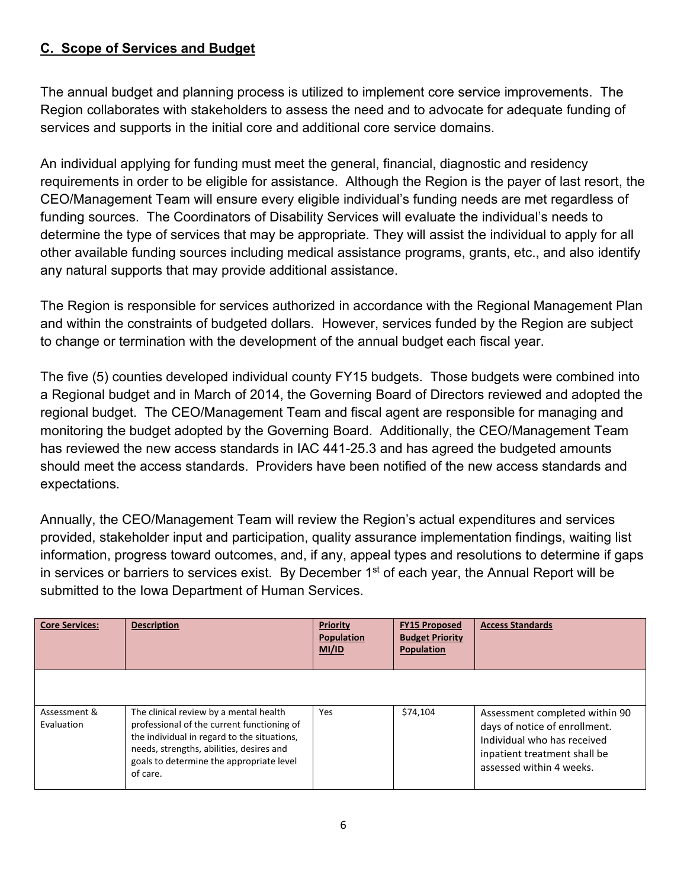## C. Scope of Services and Budget

The annual budget and planning process is utilized to implement core service improvements. The Region collaborates with stakeholders to assess the need and to advocate for adequate funding of services and supports in the initial core and additional core service domains.

An individual applying for funding must meet the general, financial, diagnostic and residency requirements in order to be eligible for assistance. Although the Region is the payer of last resort, the CEO/Management Team will ensure every eligible individual's funding needs are met regardless of funding sources. The Coordinators of Disability Services will evaluate the individual's needs to determine the type of services that may be appropriate. They will assist the individual to apply for all other available funding sources including medical assistance programs, grants, etc., and also identify any natural supports that may provide additional assistance.

The Region is responsible for services authorized in accordance with the Regional Management Plan and within the constraints of budgeted dollars. However, services funded by the Region are subject to change or termination with the development of the annual budget each fiscal year.

The five (5) counties developed individual county FY15 budgets. Those budgets were combined into a Regional budget and in March of 2014, the Governing Board of Directors reviewed and adopted the regional budget. The CEO/Management Team and fiscal agent are responsible for managing and monitoring the budget adopted by the Governing Board. Additionally, the CEO/Management Team has reviewed the new access standards in IAC 441-25.3 and has agreed the budgeted amounts should meet the access standards. Providers have been notified of the new access standards and expectations.

Annually, the CEO/Management Team will review the Region's actual expenditures and services provided, stakeholder input and participation, quality assurance implementation findings, waiting list information, progress toward outcomes, and, if any, appeal types and resolutions to determine if gaps in services or barriers to services exist. By December 1st of each year, the Annual Report will be submitted to the Iowa Department of Human Services.

| Core Services: | Description | Priority Population MI/ID | FY15 Proposed Budget Priority Population | Access Standards |
|---|---|---|---|---|
| | | | | |
| Assessment & Evaluation | The clinical review by a mental health professional of the current functioning of the individual in regard to the situations, needs, strengths, abilities, desires and goals to determine the appropriate level of care. | Yes | $74,104 | Assessment completed within 90 days of notice of enrollment. Individual who has received inpatient treatment shall be assessed within 4 weeks. |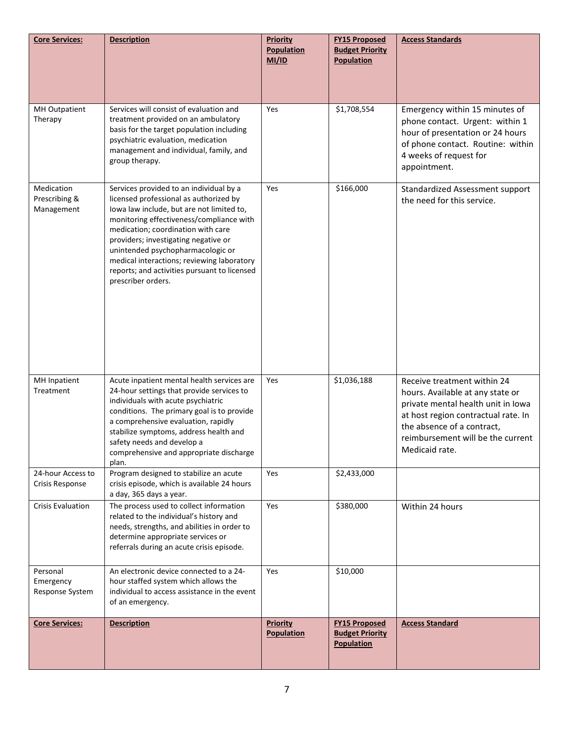| Core Services: | Description | Priority Population MI/ID | FY15 Proposed Budget Priority Population | Access Standards |
|---|---|---|---|---|
| MH Outpatient Therapy | Services will consist of evaluation and treatment provided on an ambulatory basis for the target population including psychiatric evaluation, medication management and individual, family, and group therapy. | Yes | $1,708,554 | Emergency within 15 minutes of phone contact. Urgent: within 1 hour of presentation or 24 hours of phone contact. Routine: within 4 weeks of request for appointment. |
| Medication Prescribing & Management | Services provided to an individual by a licensed professional as authorized by Iowa law include, but are not limited to, monitoring effectiveness/compliance with medication; coordination with care providers; investigating negative or unintended psychopharmacologic or medical interactions; reviewing laboratory reports; and activities pursuant to licensed prescriber orders. | Yes | $166,000 | Standardized Assessment support the need for this service. |
| MH Inpatient Treatment | Acute inpatient mental health services are 24-hour settings that provide services to individuals with acute psychiatric conditions. The primary goal is to provide a comprehensive evaluation, rapidly stabilize symptoms, address health and safety needs and develop a comprehensive and appropriate discharge plan. | Yes | $1,036,188 | Receive treatment within 24 hours. Available at any state or private mental health unit in Iowa at host region contractual rate. In the absence of a contract, reimbursement will be the current Medicaid rate. |
| 24-hour Access to Crisis Response | Program designed to stabilize an acute crisis episode, which is available 24 hours a day, 365 days a year. | Yes | $2,433,000 | |
| Crisis Evaluation | The process used to collect information related to the individual's history and needs, strengths, and abilities in order to determine appropriate services or referrals during an acute crisis episode. | Yes | $380,000 | Within 24 hours |
| Personal Emergency Response System | An electronic device connected to a 24-hour staffed system which allows the individual to access assistance in the event of an emergency. | Yes | $10,000 | |
| **Core Services:** | **Description** | **Priority Population** | **FY15 Proposed Budget Priority Population** | **Access Standard** |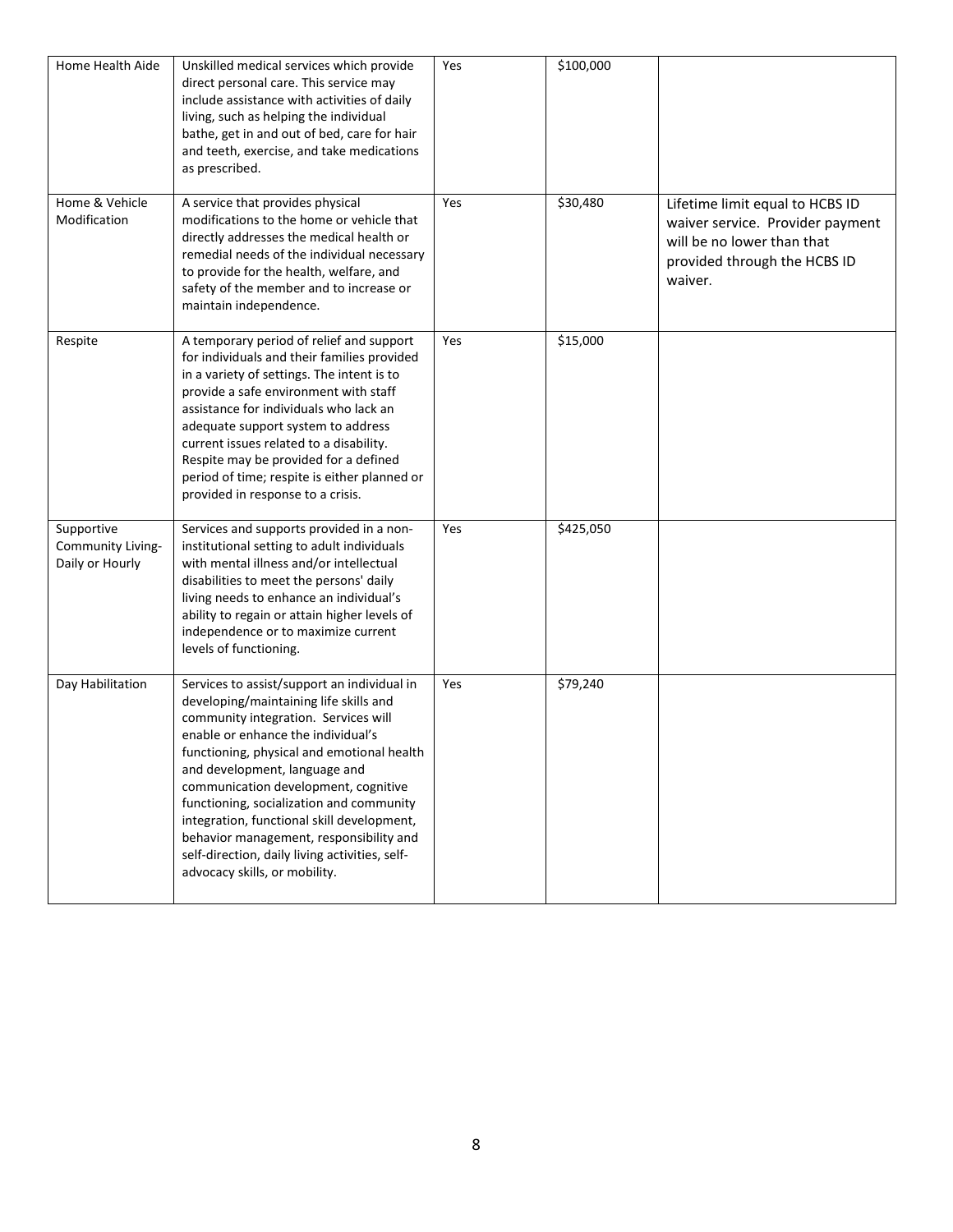| | | | | |
|---|---|---|---|---|
| Home Health Aide | Unskilled medical services which provide direct personal care. This service may include assistance with activities of daily living, such as helping the individual bathe, get in and out of bed, care for hair and teeth, exercise, and take medications as prescribed. | Yes | \$100,000 | |
| Home & Vehicle Modification | A service that provides physical modifications to the home or vehicle that directly addresses the medical health or remedial needs of the individual necessary to provide for the health, welfare, and safety of the member and to increase or maintain independence. | Yes | \$30,480 | Lifetime limit equal to HCBS ID waiver service. Provider payment will be no lower than that provided through the HCBS ID waiver. |
| Respite | A temporary period of relief and support for individuals and their families provided in a variety of settings. The intent is to provide a safe environment with staff assistance for individuals who lack an adequate support system to address current issues related to a disability. Respite may be provided for a defined period of time; respite is either planned or provided in response to a crisis. | Yes | \$15,000 | |
| Supportive Community Living- Daily or Hourly | Services and supports provided in a non-institutional setting to adult individuals with mental illness and/or intellectual disabilities to meet the persons' daily living needs to enhance an individual's ability to regain or attain higher levels of independence or to maximize current levels of functioning. | Yes | \$425,050 | |
| Day Habilitation | Services to assist/support an individual in developing/maintaining life skills and community integration. Services will enable or enhance the individual's functioning, physical and emotional health and development, language and communication development, cognitive functioning, socialization and community integration, functional skill development, behavior management, responsibility and self-direction, daily living activities, self-advocacy skills, or mobility. | Yes | \$79,240 | |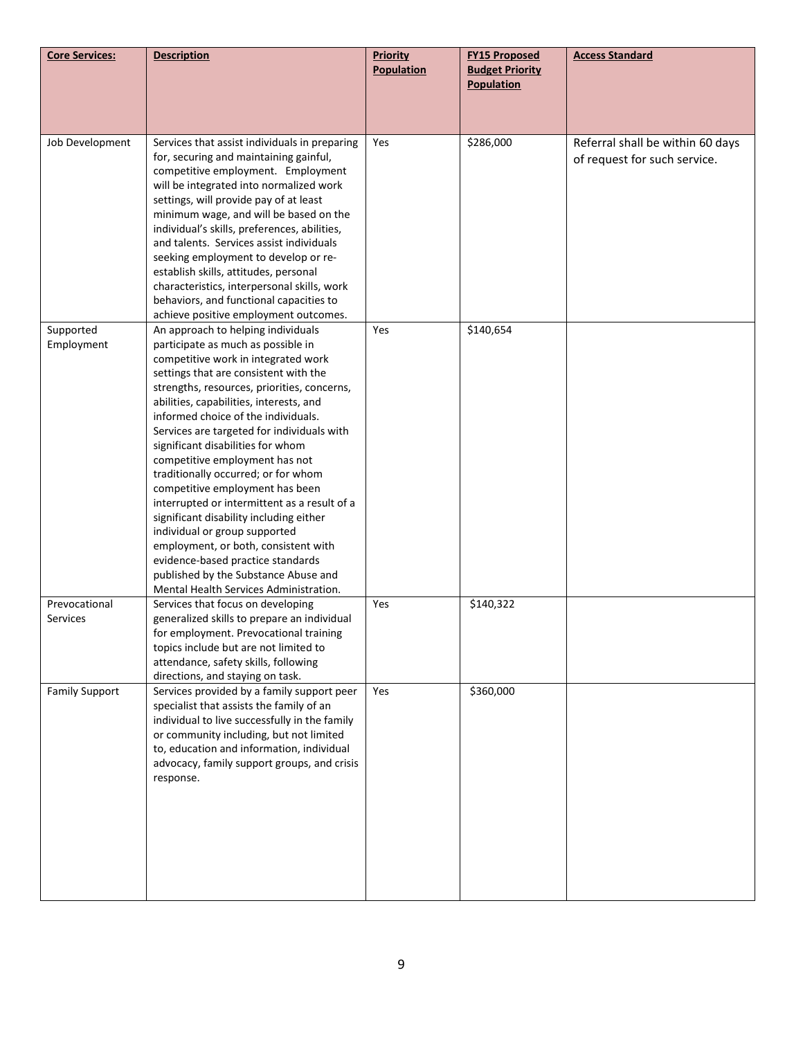| Core Services: | Description | Priority Population | FY15 Proposed Budget Priority Population | Access Standard |
|---|---|---|---|---|
| Job Development | Services that assist individuals in preparing for, securing and maintaining gainful, competitive employment. Employment will be integrated into normalized work settings, will provide pay of at least minimum wage, and will be based on the individual's skills, preferences, abilities, and talents. Services assist individuals seeking employment to develop or re-establish skills, attitudes, personal characteristics, interpersonal skills, work behaviors, and functional capacities to achieve positive employment outcomes. | Yes | \$286,000 | Referral shall be within 60 days of request for such service. |
| Supported Employment | An approach to helping individuals participate as much as possible in competitive work in integrated work settings that are consistent with the strengths, resources, priorities, concerns, abilities, capabilities, interests, and informed choice of the individuals. Services are targeted for individuals with significant disabilities for whom competitive employment has not traditionally occurred; or for whom competitive employment has been interrupted or intermittent as a result of a significant disability including either individual or group supported employment, or both, consistent with evidence-based practice standards published by the Substance Abuse and Mental Health Services Administration. | Yes | \$140,654 | |
| Prevocational Services | Services that focus on developing generalized skills to prepare an individual for employment. Prevocational training topics include but are not limited to attendance, safety skills, following directions, and staying on task. | Yes | \$140,322 | |
| Family Support | Services provided by a family support peer specialist that assists the family of an individual to live successfully in the family or community including, but not limited to, education and information, individual advocacy, family support groups, and crisis response. | Yes | \$360,000 | |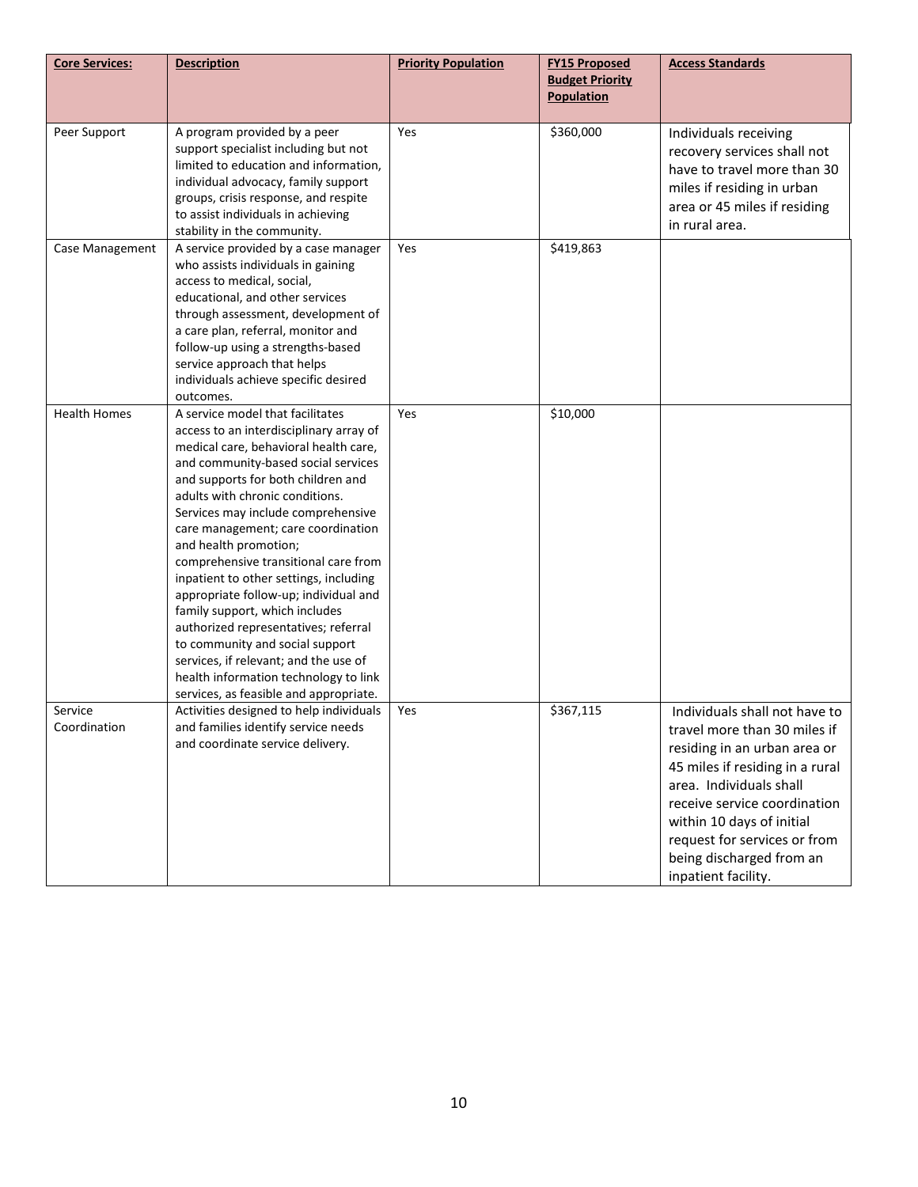| Core Services: | Description | Priority Population | FY15 Proposed Budget Priority Population | Access Standards |
|---|---|---|---|---|
| Peer Support | A program provided by a peer support specialist including but not limited to education and information, individual advocacy, family support groups, crisis response, and respite to assist individuals in achieving stability in the community. | Yes | $360,000 | Individuals receiving recovery services shall not have to travel more than 30 miles if residing in urban area or 45 miles if residing in rural area. |
| Case Management | A service provided by a case manager who assists individuals in gaining access to medical, social, educational, and other services through assessment, development of a care plan, referral, monitor and follow-up using a strengths-based service approach that helps individuals achieve specific desired outcomes. | Yes | $419,863 | |
| Health Homes | A service model that facilitates access to an interdisciplinary array of medical care, behavioral health care, and community-based social services and supports for both children and adults with chronic conditions. Services may include comprehensive care management; care coordination and health promotion; comprehensive transitional care from inpatient to other settings, including appropriate follow-up; individual and family support, which includes authorized representatives; referral to community and social support services, if relevant; and the use of health information technology to link services, as feasible and appropriate. | Yes | $10,000 | |
| Service Coordination | Activities designed to help individuals and families identify service needs and coordinate service delivery. | Yes | $367,115 | Individuals shall not have to travel more than 30 miles if residing in an urban area or 45 miles if residing in a rural area. Individuals shall receive service coordination within 10 days of initial request for services or from being discharged from an inpatient facility. |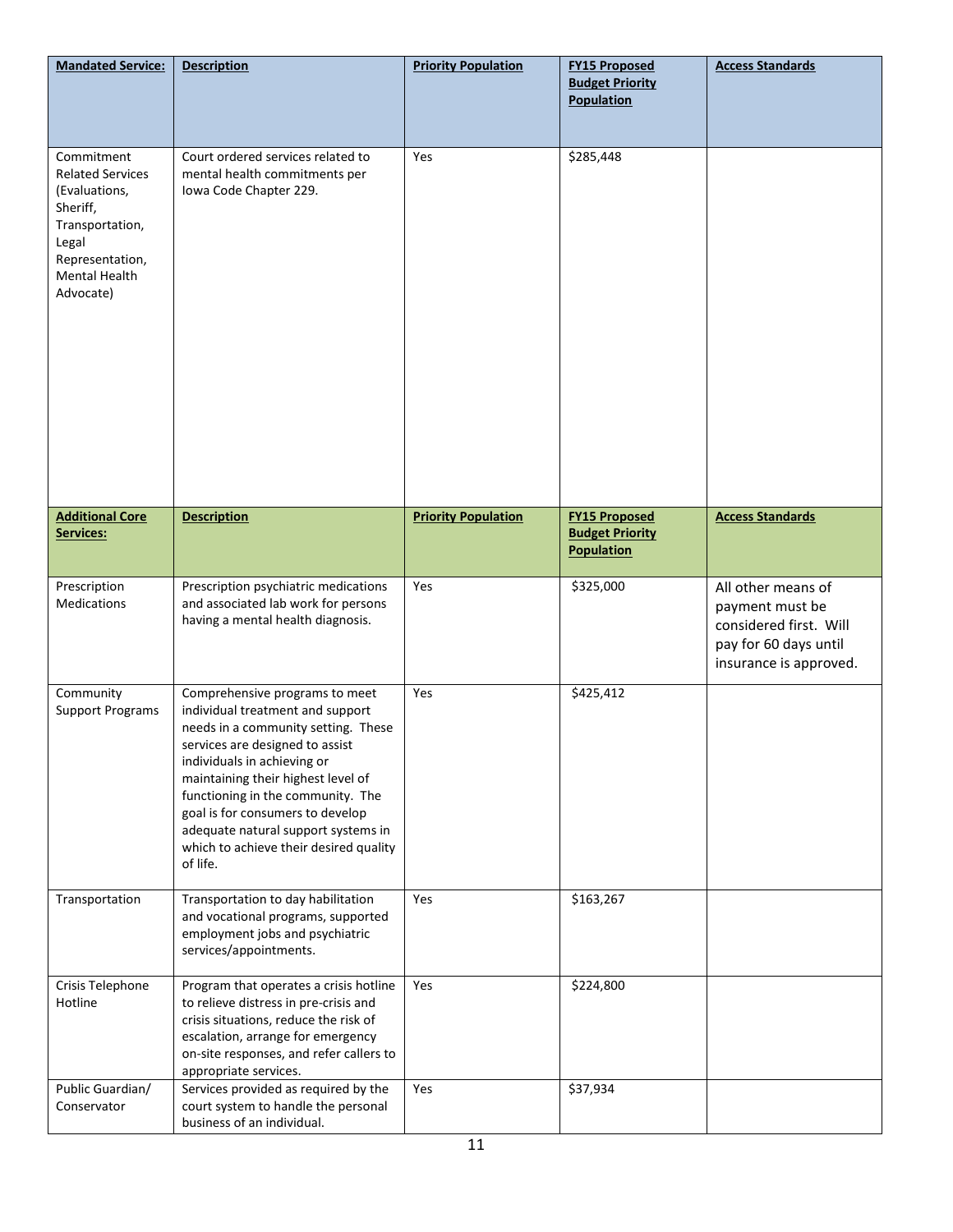| Mandated Service: | Description | Priority Population | FY15 Proposed Budget Priority Population | Access Standards |
|---|---|---|---|---|
| Commitment Related Services (Evaluations, Sheriff, Transportation, Legal Representation, Mental Health Advocate) | Court ordered services related to mental health commitments per Iowa Code Chapter 229. | Yes | $285,448 | |

| Additional Core Services: | Description | Priority Population | FY15 Proposed Budget Priority Population | Access Standards |
|---|---|---|---|---|
| Prescription Medications | Prescription psychiatric medications and associated lab work for persons having a mental health diagnosis. | Yes | $325,000 | All other means of payment must be considered first. Will pay for 60 days until insurance is approved. |
| Community Support Programs | Comprehensive programs to meet individual treatment and support needs in a community setting. These services are designed to assist individuals in achieving or maintaining their highest level of functioning in the community. The goal is for consumers to develop adequate natural support systems in which to achieve their desired quality of life. | Yes | $425,412 | |
| Transportation | Transportation to day habilitation and vocational programs, supported employment jobs and psychiatric services/appointments. | Yes | $163,267 | |
| Crisis Telephone Hotline | Program that operates a crisis hotline to relieve distress in pre-crisis and crisis situations, reduce the risk of escalation, arrange for emergency on-site responses, and refer callers to appropriate services. | Yes | $224,800 | |
| Public Guardian/ Conservator | Services provided as required by the court system to handle the personal business of an individual. | Yes | $37,934 | |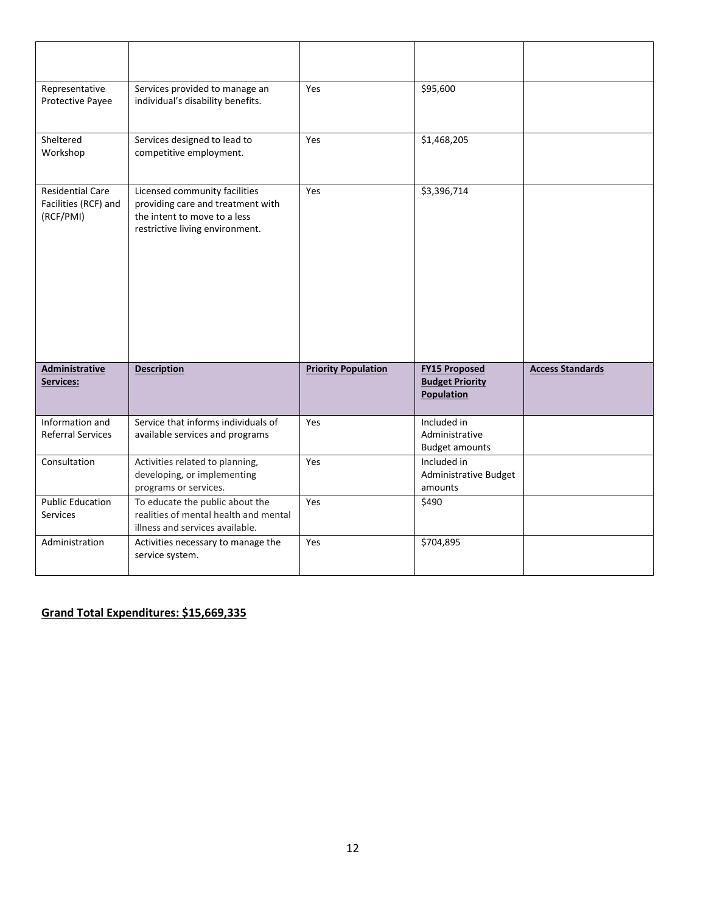| | | | | |
|---|---|---|---|---|
| | | | | |
| Representative Protective Payee | Services provided to manage an individual's disability benefits. | Yes | \$95,600 | |
| Sheltered Workshop | Services designed to lead to competitive employment. | Yes | \$1,468,205 | |
| Residential Care Facilities (RCF) and (RCF/PMI) | Licensed community facilities providing care and treatment with the intent to move to a less restrictive living environment. | Yes | \$3,396,714 | |
| **Administrative Services:** | **Description** | **Priority Population** | **FY15 Proposed Budget Priority Population** | **Access Standards** |
| Information and Referral Services | Service that informs individuals of available services and programs | Yes | Included in Administrative Budget amounts | |
| Consultation | Activities related to planning, developing, or implementing programs or services. | Yes | Included in Administrative Budget amounts | |
| Public Education Services | To educate the public about the realities of mental health and mental illness and services available. | Yes | \$490 | |
| Administration | Activities necessary to manage the service system. | Yes | \$704,895 | |

**Grand Total Expenditures: \$15,669,335**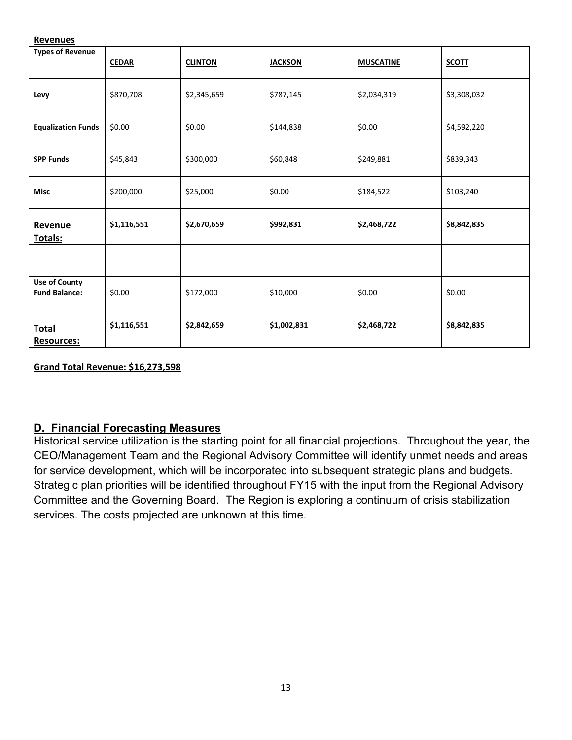**Revenues**

| Types of Revenue | CEDAR | CLINTON | JACKSON | MUSCATINE | SCOTT |
|---|---|---|---|---|---|
| **Levy** | $870,708 | $2,345,659 | $787,145 | $2,034,319 | $3,308,032 |
| **Equalization Funds** | $0.00 | $0.00 | $144,838 | $0.00 | $4,592,220 |
| **SPP Funds** | $45,843 | $300,000 | $60,848 | $249,881 | $839,343 |
| **Misc** | $200,000 | $25,000 | $0.00 | $184,522 | $103,240 |
| **Revenue Totals:** | **$1,116,551** | **$2,670,659** | **$992,831** | **$2,468,722** | **$8,842,835** |
| | | | | | |
| **Use of County Fund Balance:** | $0.00 | $172,000 | $10,000 | $0.00 | $0.00 |
| **Total Resources:** | **$1,116,551** | **$2,842,659** | **$1,002,831** | **$2,468,722** | **$8,842,835** |

**Grand Total Revenue: $16,273,598**

## D. Financial Forecasting Measures

Historical service utilization is the starting point for all financial projections. Throughout the year, the CEO/Management Team and the Regional Advisory Committee will identify unmet needs and areas for service development, which will be incorporated into subsequent strategic plans and budgets. Strategic plan priorities will be identified throughout FY15 with the input from the Regional Advisory Committee and the Governing Board. The Region is exploring a continuum of crisis stabilization services. The costs projected are unknown at this time.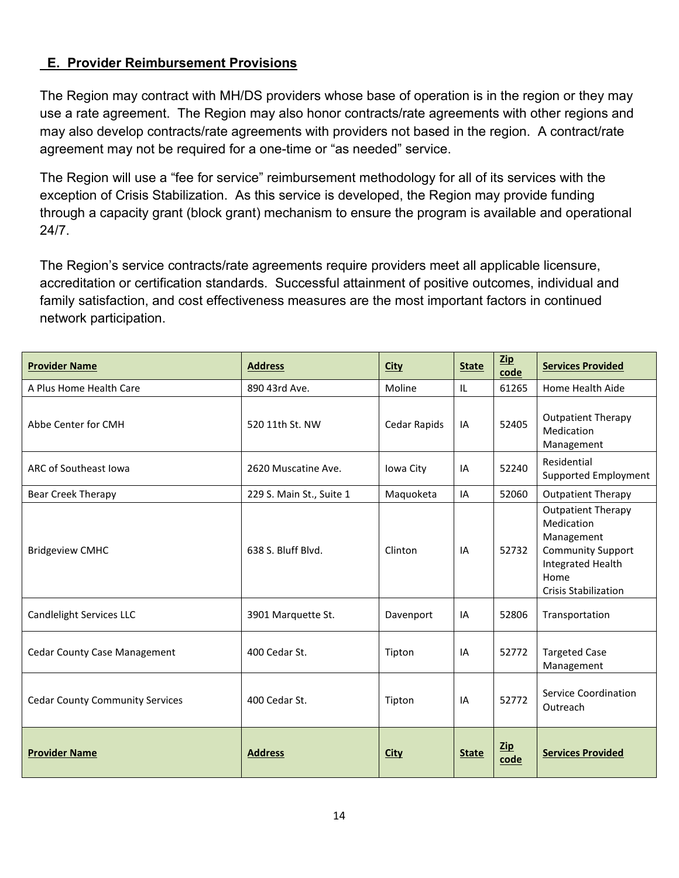## E. Provider Reimbursement Provisions

The Region may contract with MH/DS providers whose base of operation is in the region or they may use a rate agreement. The Region may also honor contracts/rate agreements with other regions and may also develop contracts/rate agreements with providers not based in the region. A contract/rate agreement may not be required for a one-time or "as needed" service.

The Region will use a "fee for service" reimbursement methodology for all of its services with the exception of Crisis Stabilization. As this service is developed, the Region may provide funding through a capacity grant (block grant) mechanism to ensure the program is available and operational 24/7.

The Region's service contracts/rate agreements require providers meet all applicable licensure, accreditation or certification standards. Successful attainment of positive outcomes, individual and family satisfaction, and cost effectiveness measures are the most important factors in continued network participation.

| Provider Name | Address | City | State | Zip code | Services Provided |
|---|---|---|---|---|---|
| A Plus Home Health Care | 890 43rd Ave. | Moline | IL | 61265 | Home Health Aide |
| Abbe Center for CMH | 520 11th St. NW | Cedar Rapids | IA | 52405 | Outpatient Therapy<br>Medication Management |
| ARC of Southeast Iowa | 2620 Muscatine Ave. | Iowa City | IA | 52240 | Residential<br>Supported Employment |
| Bear Creek Therapy | 229 S. Main St., Suite 1 | Maquoketa | IA | 52060 | Outpatient Therapy |
| Bridgeview CMHC | 638 S. Bluff Blvd. | Clinton | IA | 52732 | Outpatient Therapy<br>Medication Management<br>Community Support<br>Integrated Health Home<br>Crisis Stabilization |
| Candlelight Services LLC | 3901 Marquette St. | Davenport | IA | 52806 | Transportation |
| Cedar County Case Management | 400 Cedar St. | Tipton | IA | 52772 | Targeted Case Management |
| Cedar County Community Services | 400 Cedar St. | Tipton | IA | 52772 | Service Coordination<br>Outreach |
| **Provider Name** | **Address** | **City** | **State** | **Zip code** | **Services Provided** |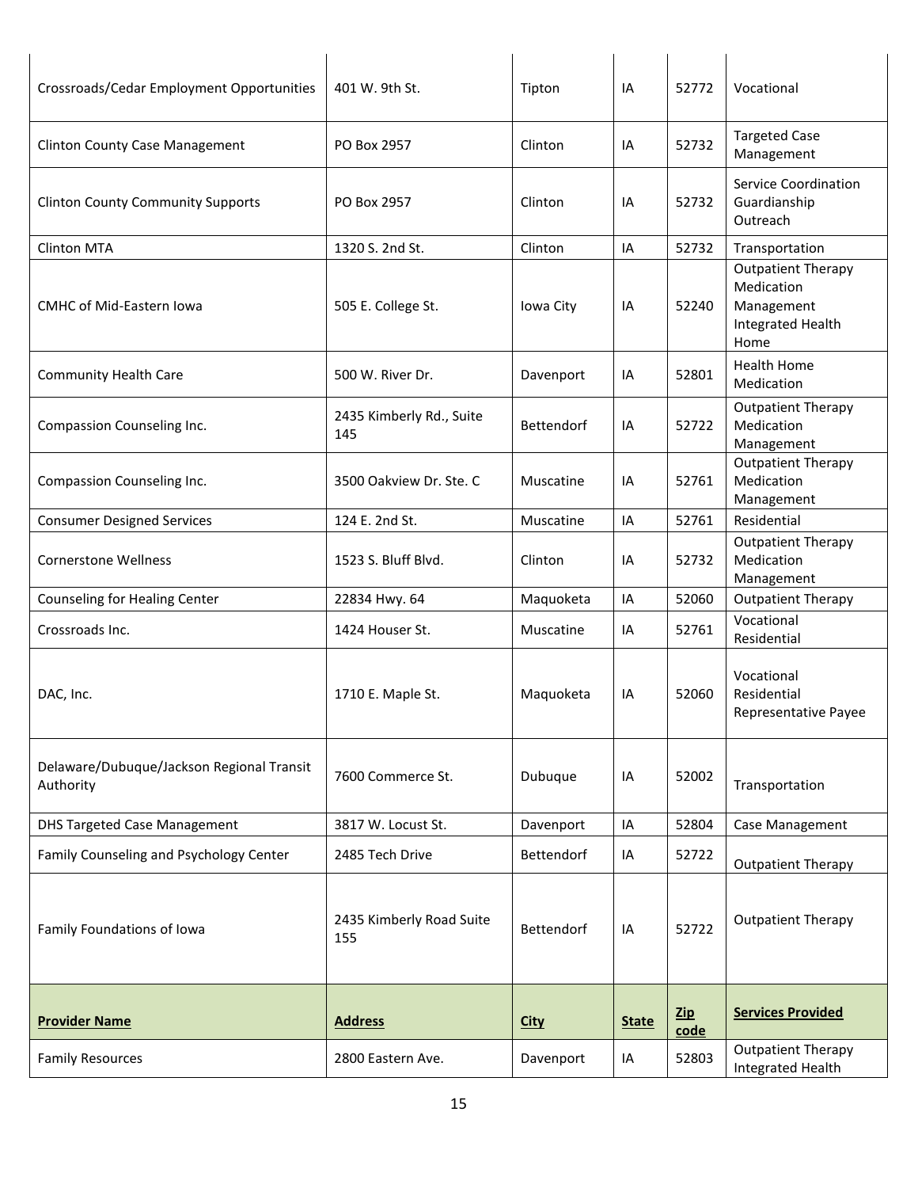| | | | | | |
|---|---|---|---|---|---|
| Crossroads/Cedar Employment Opportunities | 401 W. 9th St. | Tipton | IA | 52772 | Vocational |
| Clinton County Case Management | PO Box 2957 | Clinton | IA | 52732 | Targeted Case Management |
| Clinton County Community Supports | PO Box 2957 | Clinton | IA | 52732 | Service Coordination Guardianship Outreach |
| Clinton MTA | 1320 S. 2nd St. | Clinton | IA | 52732 | Transportation |
| CMHC of Mid-Eastern Iowa | 505 E. College St. | Iowa City | IA | 52240 | Outpatient Therapy Medication Management Integrated Health Home |
| Community Health Care | 500 W. River Dr. | Davenport | IA | 52801 | Health Home Medication |
| Compassion Counseling Inc. | 2435 Kimberly Rd., Suite 145 | Bettendorf | IA | 52722 | Outpatient Therapy Medication Management |
| Compassion Counseling Inc. | 3500 Oakview Dr. Ste. C | Muscatine | IA | 52761 | Outpatient Therapy Medication Management |
| Consumer Designed Services | 124 E. 2nd St. | Muscatine | IA | 52761 | Residential |
| Cornerstone Wellness | 1523 S. Bluff Blvd. | Clinton | IA | 52732 | Outpatient Therapy Medication Management |
| Counseling for Healing Center | 22834 Hwy. 64 | Maquoketa | IA | 52060 | Outpatient Therapy |
| Crossroads Inc. | 1424 Houser St. | Muscatine | IA | 52761 | Vocational Residential |
| DAC, Inc. | 1710 E. Maple St. | Maquoketa | IA | 52060 | Vocational Residential Representative Payee |
| Delaware/Dubuque/Jackson Regional Transit Authority | 7600 Commerce St. | Dubuque | IA | 52002 | Transportation |
| DHS Targeted Case Management | 3817 W. Locust St. | Davenport | IA | 52804 | Case Management |
| Family Counseling and Psychology Center | 2485 Tech Drive | Bettendorf | IA | 52722 | Outpatient Therapy |
| Family Foundations of Iowa | 2435 Kimberly Road Suite 155 | Bettendorf | IA | 52722 | Outpatient Therapy |
| **Provider Name** | **Address** | **City** | **State** | **Zip code** | **Services Provided** |
| Family Resources | 2800 Eastern Ave. | Davenport | IA | 52803 | Outpatient Therapy Integrated Health |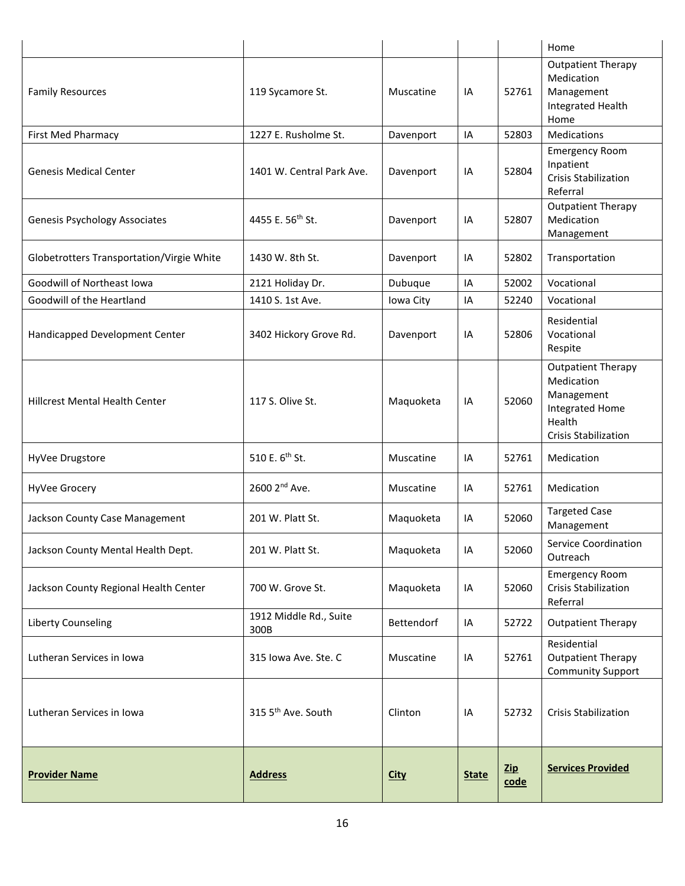| Provider Name | Address | City | State | Zip code | Services Provided |
|---|---|---|---|---|---|
| | | | | | Home |
| Family Resources | 119 Sycamore St. | Muscatine | IA | 52761 | Outpatient Therapy Medication Management Integrated Health Home |
| First Med Pharmacy | 1227 E. Rusholme St. | Davenport | IA | 52803 | Medications |
| Genesis Medical Center | 1401 W. Central Park Ave. | Davenport | IA | 52804 | Emergency Room Inpatient Crisis Stabilization Referral |
| Genesis Psychology Associates | 4455 E. 56th St. | Davenport | IA | 52807 | Outpatient Therapy Medication Management |
| Globetrotters Transportation/Virgie White | 1430 W. 8th St. | Davenport | IA | 52802 | Transportation |
| Goodwill of Northeast Iowa | 2121 Holiday Dr. | Dubuque | IA | 52002 | Vocational |
| Goodwill of the Heartland | 1410 S. 1st Ave. | Iowa City | IA | 52240 | Vocational |
| Handicapped Development Center | 3402 Hickory Grove Rd. | Davenport | IA | 52806 | Residential Vocational Respite |
| Hillcrest Mental Health Center | 117 S. Olive St. | Maquoketa | IA | 52060 | Outpatient Therapy Medication Management Integrated Home Health Crisis Stabilization |
| HyVee Drugstore | 510 E. 6th St. | Muscatine | IA | 52761 | Medication |
| HyVee Grocery | 2600 2nd Ave. | Muscatine | IA | 52761 | Medication |
| Jackson County Case Management | 201 W. Platt St. | Maquoketa | IA | 52060 | Targeted Case Management |
| Jackson County Mental Health Dept. | 201 W. Platt St. | Maquoketa | IA | 52060 | Service Coordination Outreach |
| Jackson County Regional Health Center | 700 W. Grove St. | Maquoketa | IA | 52060 | Emergency Room Crisis Stabilization Referral |
| Liberty Counseling | 1912 Middle Rd., Suite 300B | Bettendorf | IA | 52722 | Outpatient Therapy |
| Lutheran Services in Iowa | 315 Iowa Ave. Ste. C | Muscatine | IA | 52761 | Residential Outpatient Therapy Community Support |
| Lutheran Services in Iowa | 315 5th Ave. South | Clinton | IA | 52732 | Crisis Stabilization |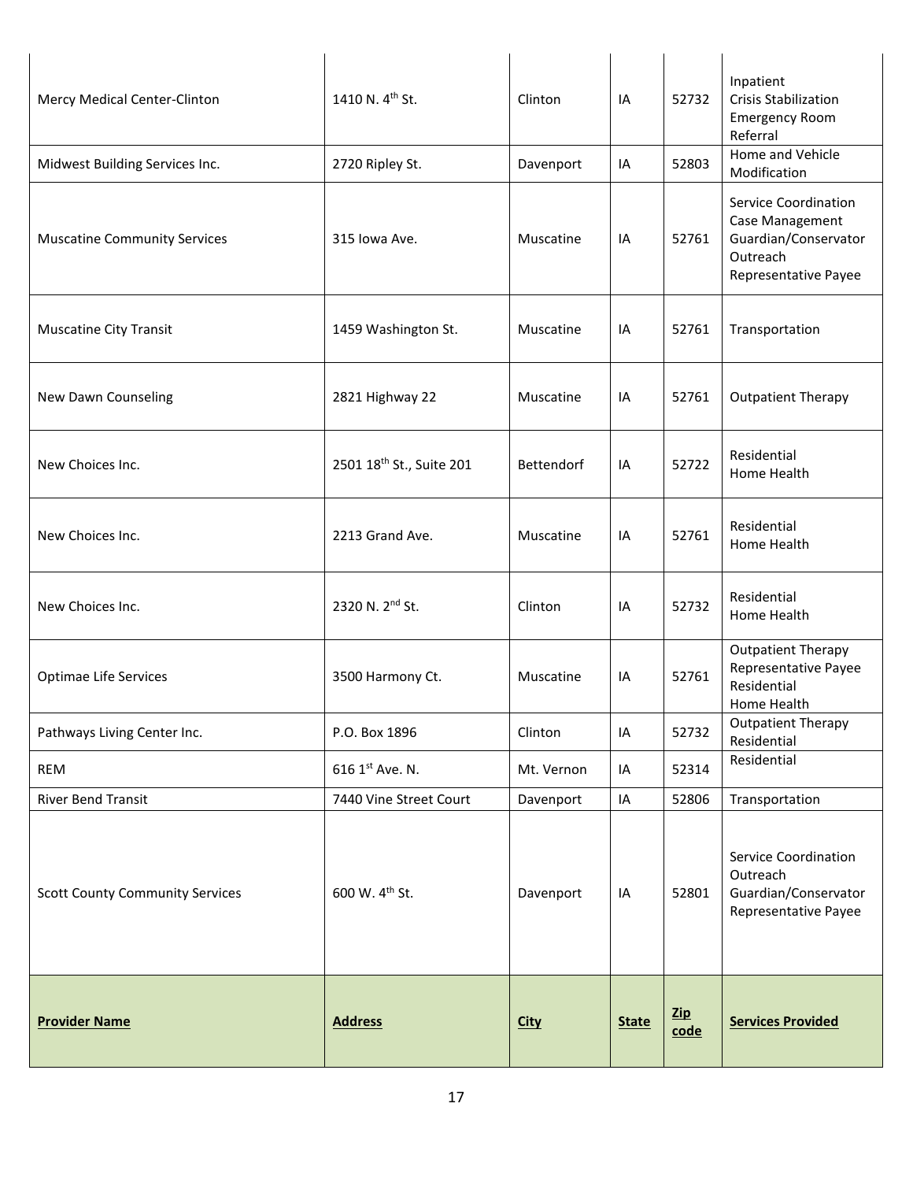| | | | | | |
|---|---|---|---|---|---|
| Mercy Medical Center-Clinton | 1410 N. 4th St. | Clinton | IA | 52732 | Inpatient<br>Crisis Stabilization<br>Emergency Room<br>Referral |
| Midwest Building Services Inc. | 2720 Ripley St. | Davenport | IA | 52803 | Home and Vehicle Modification |
| Muscatine Community Services | 315 Iowa Ave. | Muscatine | IA | 52761 | Service Coordination<br>Case Management<br>Guardian/Conservator<br>Outreach<br>Representative Payee |
| Muscatine City Transit | 1459 Washington St. | Muscatine | IA | 52761 | Transportation |
| New Dawn Counseling | 2821 Highway 22 | Muscatine | IA | 52761 | Outpatient Therapy |
| New Choices Inc. | 2501 18th St., Suite 201 | Bettendorf | IA | 52722 | Residential<br>Home Health |
| New Choices Inc. | 2213 Grand Ave. | Muscatine | IA | 52761 | Residential<br>Home Health |
| New Choices Inc. | 2320 N. 2nd St. | Clinton | IA | 52732 | Residential<br>Home Health |
| Optimae Life Services | 3500 Harmony Ct. | Muscatine | IA | 52761 | Outpatient Therapy<br>Representative Payee<br>Residential<br>Home Health |
| Pathways Living Center Inc. | P.O. Box 1896 | Clinton | IA | 52732 | Outpatient Therapy<br>Residential |
| REM | 616 1st Ave. N. | Mt. Vernon | IA | 52314 | Residential |
| River Bend Transit | 7440 Vine Street Court | Davenport | IA | 52806 | Transportation |
| Scott County Community Services | 600 W. 4th St. | Davenport | IA | 52801 | Service Coordination<br>Outreach<br>Guardian/Conservator<br>Representative Payee |
| **Provider Name** | **Address** | **City** | **State** | **Zip code** | **Services Provided** |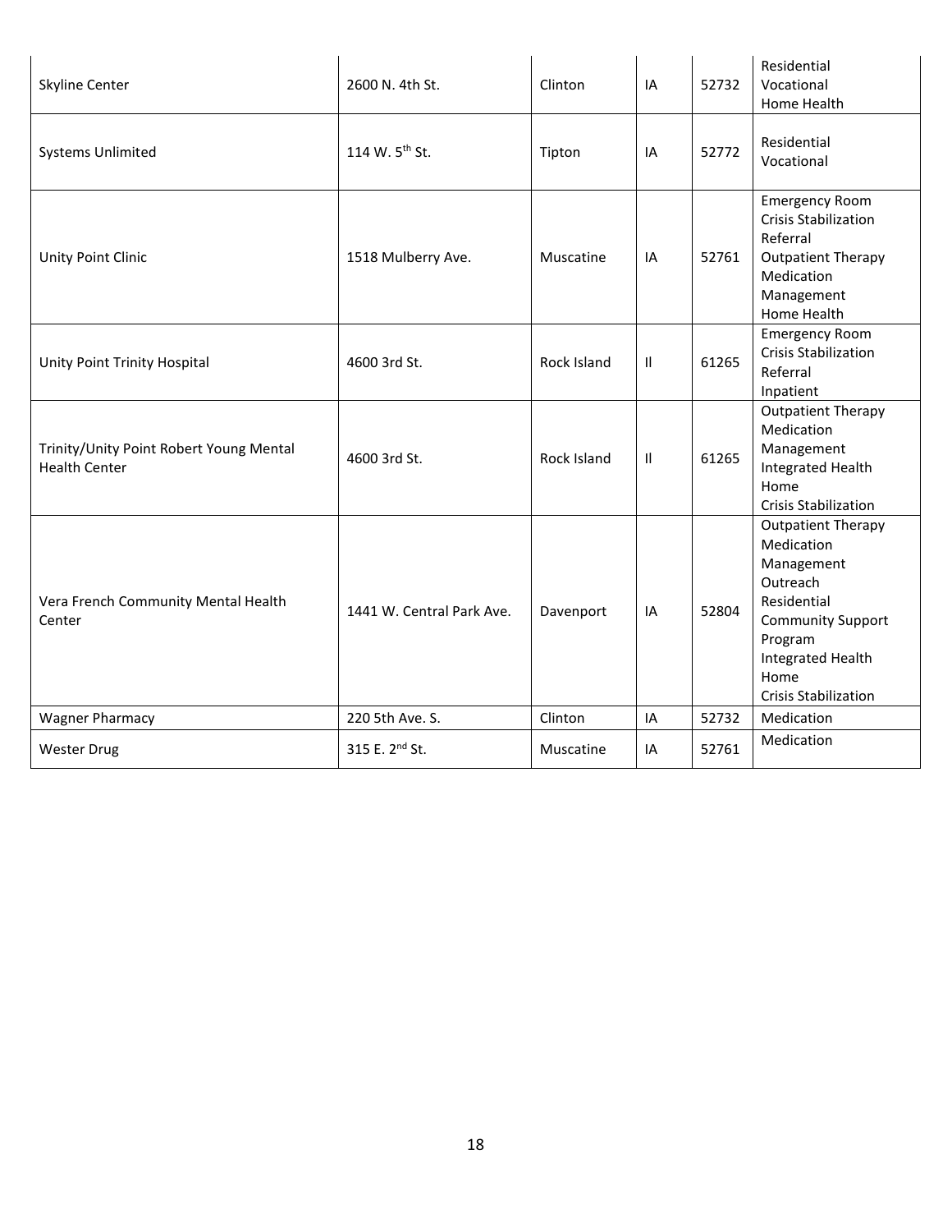| | | | | | |
|---|---|---|---|---|---|
| Skyline Center | 2600 N. 4th St. | Clinton | IA | 52732 | Residential<br>Vocational<br>Home Health |
| Systems Unlimited | 114 W. 5th St. | Tipton | IA | 52772 | Residential<br>Vocational |
| Unity Point Clinic | 1518 Mulberry Ave. | Muscatine | IA | 52761 | Emergency Room<br>Crisis Stabilization<br>Referral<br>Outpatient Therapy<br>Medication Management<br>Home Health |
| Unity Point Trinity Hospital | 4600 3rd St. | Rock Island | Il | 61265 | Emergency Room<br>Crisis Stabilization<br>Referral<br>Inpatient |
| Trinity/Unity Point Robert Young Mental Health Center | 4600 3rd St. | Rock Island | Il | 61265 | Outpatient Therapy<br>Medication Management<br>Integrated Health Home<br>Crisis Stabilization |
| Vera French Community Mental Health Center | 1441 W. Central Park Ave. | Davenport | IA | 52804 | Outpatient Therapy<br>Medication Management<br>Outreach<br>Residential<br>Community Support Program<br>Integrated Health Home<br>Crisis Stabilization |
| Wagner Pharmacy | 220 5th Ave. S. | Clinton | IA | 52732 | Medication |
| Wester Drug | 315 E. 2nd St. | Muscatine | IA | 52761 | Medication |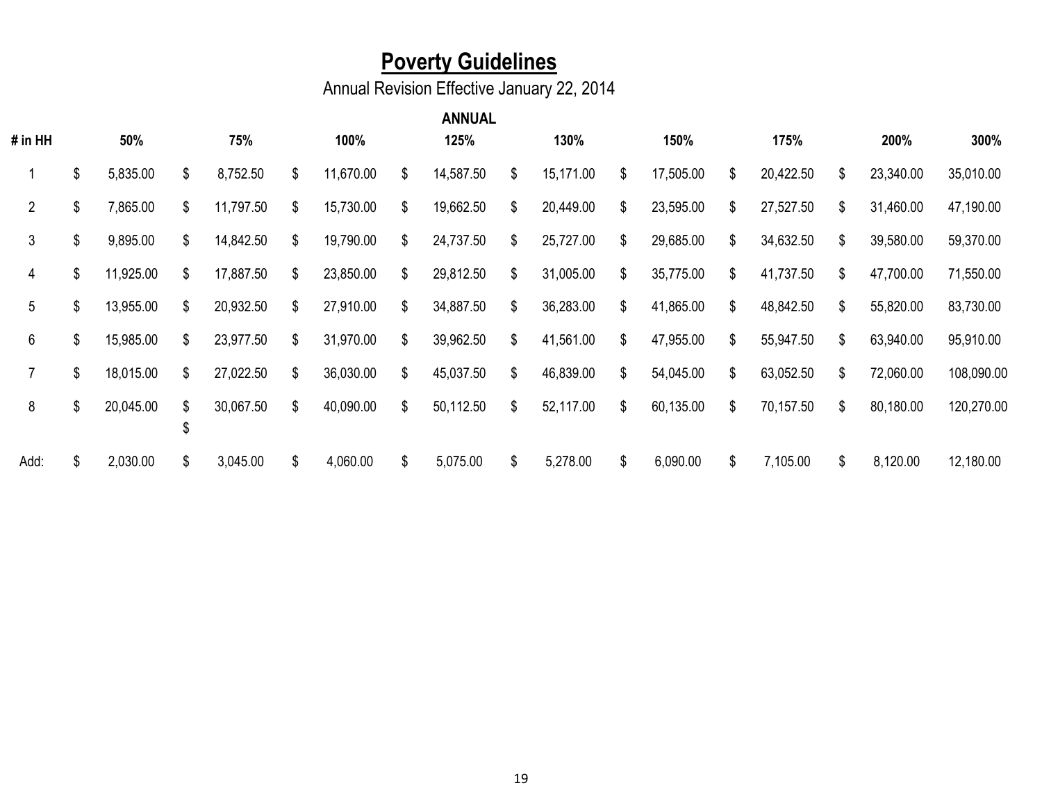# Poverty Guidelines

Annual Revision Effective January 22, 2014

**ANNUAL**

| # in HH | 50% | 75% | 100% | 125% | 130% | 150% | 175% | 200% | 300% |
|---|---|---|---|---|---|---|---|---|---|
| 1 | $ 5,835.00 | $ 8,752.50 | $ 11,670.00 | $ 14,587.50 | $ 15,171.00 | $ 17,505.00 | $ 20,422.50 | $ 23,340.00 | 35,010.00 |
| 2 | $ 7,865.00 | $ 11,797.50 | $ 15,730.00 | $ 19,662.50 | $ 20,449.00 | $ 23,595.00 | $ 27,527.50 | $ 31,460.00 | 47,190.00 |
| 3 | $ 9,895.00 | $ 14,842.50 | $ 19,790.00 | $ 24,737.50 | $ 25,727.00 | $ 29,685.00 | $ 34,632.50 | $ 39,580.00 | 59,370.00 |
| 4 | $ 11,925.00 | $ 17,887.50 | $ 23,850.00 | $ 29,812.50 | $ 31,005.00 | $ 35,775.00 | $ 41,737.50 | $ 47,700.00 | 71,550.00 |
| 5 | $ 13,955.00 | $ 20,932.50 | $ 27,910.00 | $ 34,887.50 | $ 36,283.00 | $ 41,865.00 | $ 48,842.50 | $ 55,820.00 | 83,730.00 |
| 6 | $ 15,985.00 | $ 23,977.50 | $ 31,970.00 | $ 39,962.50 | $ 41,561.00 | $ 47,955.00 | $ 55,947.50 | $ 63,940.00 | 95,910.00 |
| 7 | $ 18,015.00 | $ 27,022.50 | $ 36,030.00 | $ 45,037.50 | $ 46,839.00 | $ 54,045.00 | $ 63,052.50 | $ 72,060.00 | 108,090.00 |
| 8 | $ 20,045.00 | $ 30,067.50 | $ 40,090.00 | $ 50,112.50 | $ 52,117.00 | $ 60,135.00 | $ 70,157.50 | $ 80,180.00 | 120,270.00 |
| Add: | $ 2,030.00 | $ 3,045.00 | $ 4,060.00 | $ 5,075.00 | $ 5,278.00 | $ 6,090.00 | $ 7,105.00 | $ 8,120.00 | 12,180.00 |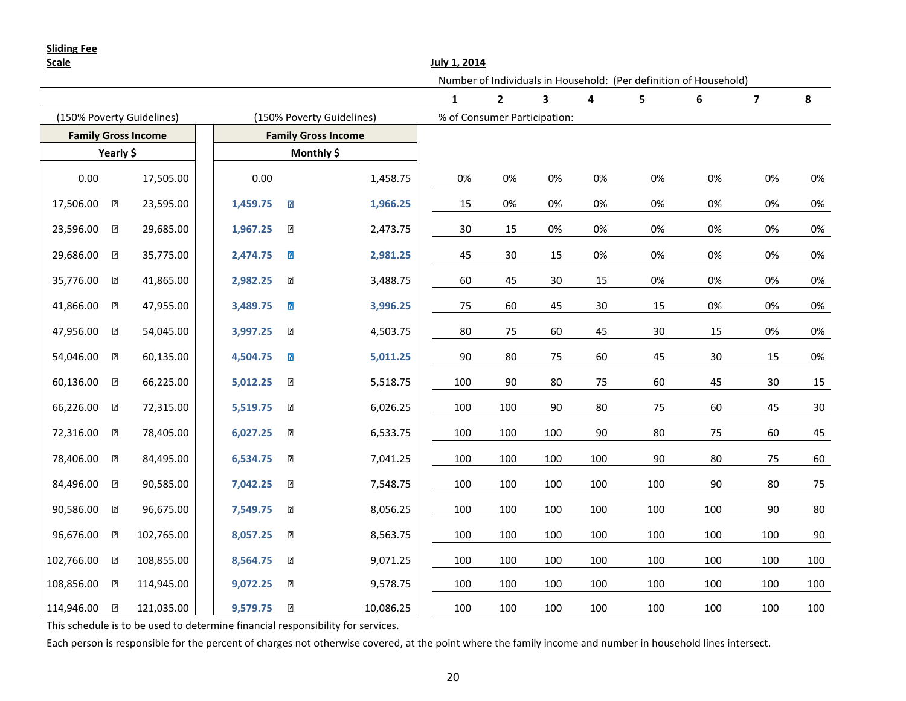**Sliding Fee Scale**

**July 1, 2014**

| (150% Poverty Guidelines) Family Gross Income Yearly $ | | | (150% Poverty Guidelines) Family Gross Income Monthly $ | | | Number of Individuals in Household: (Per definition of Household) % of Consumer Participation: 1 | 2 | 3 | 4 | 5 | 6 | 7 | 8 |
|---|---|---|---|---|---|---|---|---|---|---|---|---|---|
| 0.00 | | 17,505.00 | 0.00 | | 1,458.75 | 0% | 0% | 0% | 0% | 0% | 0% | 0% | 0% |
| 17,506.00 | | 23,595.00 | **1,459.75** | | **1,966.25** | 15 | 0% | 0% | 0% | 0% | 0% | 0% | 0% |
| 23,596.00 | | 29,685.00 | **1,967.25** | | 2,473.75 | 30 | 15 | 0% | 0% | 0% | 0% | 0% | 0% |
| 29,686.00 | | 35,775.00 | **2,474.75** | | **2,981.25** | 45 | 30 | 15 | 0% | 0% | 0% | 0% | 0% |
| 35,776.00 | | 41,865.00 | **2,982.25** | | 3,488.75 | 60 | 45 | 30 | 15 | 0% | 0% | 0% | 0% |
| 41,866.00 | | 47,955.00 | **3,489.75** | | **3,996.25** | 75 | 60 | 45 | 30 | 15 | 0% | 0% | 0% |
| 47,956.00 | | 54,045.00 | **3,997.25** | | 4,503.75 | 80 | 75 | 60 | 45 | 30 | 15 | 0% | 0% |
| 54,046.00 | | 60,135.00 | **4,504.75** | | **5,011.25** | 90 | 80 | 75 | 60 | 45 | 30 | 15 | 0% |
| 60,136.00 | | 66,225.00 | **5,012.25** | | 5,518.75 | 100 | 90 | 80 | 75 | 60 | 45 | 30 | 15 |
| 66,226.00 | | 72,315.00 | **5,519.75** | | 6,026.25 | 100 | 100 | 90 | 80 | 75 | 60 | 45 | 30 |
| 72,316.00 | | 78,405.00 | **6,027.25** | | 6,533.75 | 100 | 100 | 100 | 90 | 80 | 75 | 60 | 45 |
| 78,406.00 | | 84,495.00 | **6,534.75** | | 7,041.25 | 100 | 100 | 100 | 100 | 90 | 80 | 75 | 60 |
| 84,496.00 | | 90,585.00 | **7,042.25** | | 7,548.75 | 100 | 100 | 100 | 100 | 100 | 90 | 80 | 75 |
| 90,586.00 | | 96,675.00 | **7,549.75** | | 8,056.25 | 100 | 100 | 100 | 100 | 100 | 100 | 90 | 80 |
| 96,676.00 | | 102,765.00 | **8,057.25** | | 8,563.75 | 100 | 100 | 100 | 100 | 100 | 100 | 100 | 90 |
| 102,766.00 | | 108,855.00 | **8,564.75** | | 9,071.25 | 100 | 100 | 100 | 100 | 100 | 100 | 100 | 100 |
| 108,856.00 | | 114,945.00 | **9,072.25** | | 9,578.75 | 100 | 100 | 100 | 100 | 100 | 100 | 100 | 100 |
| 114,946.00 | | 121,035.00 | **9,579.75** | | 10,086.25 | 100 | 100 | 100 | 100 | 100 | 100 | 100 | 100 |

This schedule is to be used to determine financial responsibility for services.

Each person is responsible for the percent of charges not otherwise covered, at the point where the family income and number in household lines intersect.